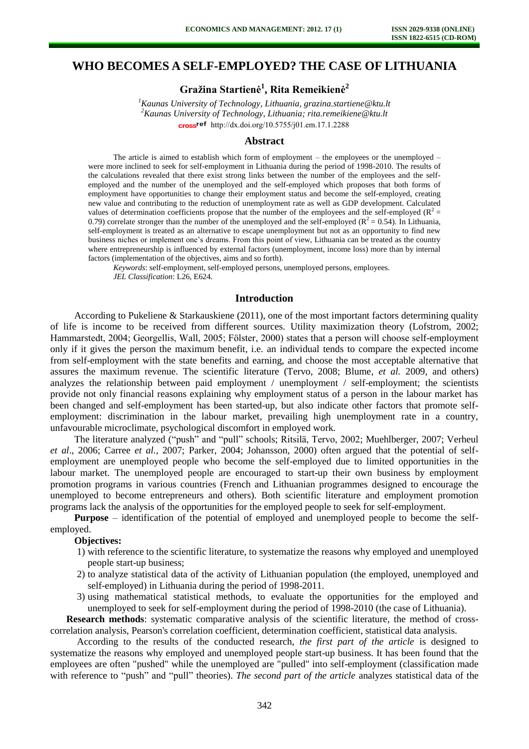# WHO BECOMES A SELF-EMPLOYED? THE CASE OF LITHUANIA

**Gražina Startienė[1], Rita Remeikienė[2]**

[1]*Kaunas University of Technology, Lithuania, grazina.startiene@ktu.lt*
[2]*Kaunas University of Technology, Lithuania; rita.remeikiene@ktu.lt*
http://dx.doi.org/10.5755/j01.em.17.1.2288

## Abstract

The article is aimed to establish which form of employment – the employees or the unemployed – were more inclined to seek for self-employment in Lithuania during the period of 1998-2010. The results of the calculations revealed that there exist strong links between the number of the employees and the self-employed and the number of the unemployed and the self-employed which proposes that both forms of employment have opportunities to change their employment status and become the self-employed, creating new value and contributing to the reduction of unemployment rate as well as GDP development. Calculated values of determination coefficients propose that the number of the employees and the self-employed ($R^2$ = 0.79) correlate stronger than the number of the unemployed and the self-employed ($R^2$ = 0.54). In Lithuania, self-employment is treated as an alternative to escape unemployment but not as an opportunity to find new business niches or implement one's dreams. From this point of view, Lithuania can be treated as the country where entrepreneurship is influenced by external factors (unemployment, income loss) more than by internal factors (implementation of the objectives, aims and so forth).

*Keywords*: self-employment, self-employed persons, unemployed persons, employees.
*JEL Classification*: L26, E624.

## Introduction

According to Pukeliene & Starkauskiene (2011), one of the most important factors determining quality of life is income to be received from different sources. Utility maximization theory (Lofstrom, 2002; Hammarstedt, 2004; Georgellis, Wall, 2005; Fölster, 2000) states that a person will choose self-employment only if it gives the person the maximum benefit, i.e. an individual tends to compare the expected income from self-employment with the state benefits and earning, and choose the most acceptable alternative that assures the maximum revenue. The scientific literature (Tervo, 2008; Blume, *et al.* 2009, and others) analyzes the relationship between paid employment / unemployment / self-employment; the scientists provide not only financial reasons explaining why employment status of a person in the labour market has been changed and self-employment has been started-up, but also indicate other factors that promote self-employment: discrimination in the labour market, prevailing high unemployment rate in a country, unfavourable microclimate, psychological discomfort in employed work.

The literature analyzed ("push" and "pull" schools; Ritsilä, Tervo, 2002; Muehlberger, 2007; Verheul *et al*., 2006; Carree *et al.*, 2007; Parker, 2004; Johansson, 2000) often argued that the potential of self-employment are unemployed people who become the self-employed due to limited opportunities in the labour market. The unemployed people are encouraged to start-up their own business by employment promotion programs in various countries (French and Lithuanian programmes designed to encourage the unemployed to become entrepreneurs and others). Both scientific literature and employment promotion programs lack the analysis of the opportunities for the employed people to seek for self-employment.

**Purpose** – identification of the potential of employed and unemployed people to become the self-employed.

**Objectives:**

1) with reference to the scientific literature, to systematize the reasons why employed and unemployed people start-up business;
2) to analyze statistical data of the activity of Lithuanian population (the employed, unemployed and self-employed) in Lithuania during the period of 1998-2011.
3) using mathematical statistical methods, to evaluate the opportunities for the employed and unemployed to seek for self-employment during the period of 1998-2010 (the case of Lithuania).

**Research methods**: systematic comparative analysis of the scientific literature, the method of cross-correlation analysis, Pearson's correlation coefficient, determination coefficient, statistical data analysis.

According to the results of the conducted research, *the first part of the article* is designed to systematize the reasons why employed and unemployed people start-up business. It has been found that the employees are often "pushed" while the unemployed are "pulled" into self-employment (classification made with reference to "push" and "pull" theories). *The second part of the article* analyzes statistical data of the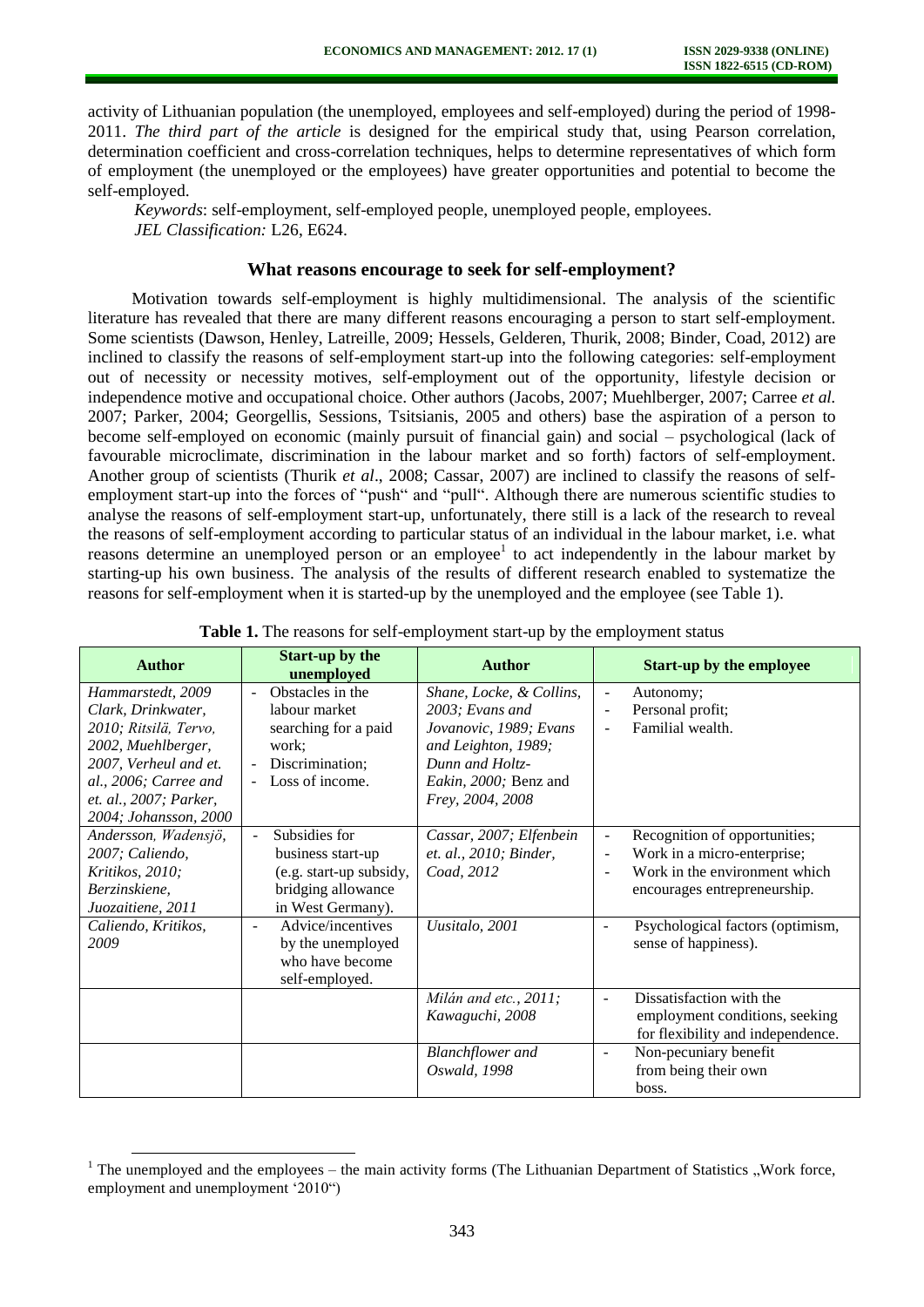activity of Lithuanian population (the unemployed, employees and self-employed) during the period of 1998-2011. *The third part of the article* is designed for the empirical study that, using Pearson correlation, determination coefficient and cross-correlation techniques, helps to determine representatives of which form of employment (the unemployed or the employees) have greater opportunities and potential to become the self-employed.

*Keywords*: self-employment, self-employed people, unemployed people, employees.

*JEL Classification:* L26, E624.

## What reasons encourage to seek for self-employment?

Motivation towards self-employment is highly multidimensional. The analysis of the scientific literature has revealed that there are many different reasons encouraging a person to start self-employment. Some scientists (Dawson, Henley, Latreille, 2009; Hessels, Gelderen, Thurik, 2008; Binder, Coad, 2012) are inclined to classify the reasons of self-employment start-up into the following categories: self-employment out of necessity or necessity motives, self-employment out of the opportunity, lifestyle decision or independence motive and occupational choice. Other authors (Jacobs, 2007; Muehlberger, 2007; Carree *et al.* 2007; Parker, 2004; Georgellis, Sessions, Tsitsianis, 2005 and others) base the aspiration of a person to become self-employed on economic (mainly pursuit of financial gain) and social – psychological (lack of favourable microclimate, discrimination in the labour market and so forth) factors of self-employment. Another group of scientists (Thurik *et al*., 2008; Cassar, 2007) are inclined to classify the reasons of self-employment start-up into the forces of "push" and "pull". Although there are numerous scientific studies to analyse the reasons of self-employment start-up, unfortunately, there still is a lack of the research to reveal the reasons of self-employment according to particular status of an individual in the labour market, i.e. what reasons determine an unemployed person or an employee[1] to act independently in the labour market by starting-up his own business. The analysis of the results of different research enabled to systematize the reasons for self-employment when it is started-up by the unemployed and the employee (see Table 1).

**Table 1.** The reasons for self-employment start-up by the employment status

| Author | Start-up by the unemployed | Author | Start-up by the employee |
|---|---|---|---|
| *Hammarstedt, 2009 Clark, Drinkwater, 2010; Ritsilä, Tervo, 2002, Muehlberger, 2007, Verheul and et. al., 2006; Carree and et. al., 2007; Parker, 2004; Johansson, 2000* | - Obstacles in the labour market searching for a paid work;<br>- Discrimination;<br>- Loss of income. | *Shane, Locke, & Collins, 2003; Evans and Jovanovic, 1989; Evans and Leighton, 1989; Dunn and Holtz-Eakin, 2000;* Benz and *Frey, 2004, 2008* | - Autonomy;<br>- Personal profit;<br>- Familial wealth. |
| *Andersson, Wadensjö, 2007; Caliendo, Kritikos, 2010; Berzinskiene, Juozaitiene, 2011* | - Subsidies for business start-up (e.g. start-up subsidy, bridging allowance in West Germany). | *Cassar, 2007; Elfenbein et. al., 2010; Binder, Coad, 2012* | - Recognition of opportunities;<br>- Work in a micro-enterprise;<br>- Work in the environment which encourages entrepreneurship. |
| *Caliendo, Kritikos, 2009* | - Advice/incentives by the unemployed who have become self-employed. | *Uusitalo, 2001* | - Psychological factors (optimism, sense of happiness). |
| | | *Milán and etc., 2011; Kawaguchi, 2008* | - Dissatisfaction with the employment conditions, seeking for flexibility and independence. |
| | | *Blanchflower and Oswald, 1998* | - Non-pecuniary benefit from being their own boss. |

[1] The unemployed and the employees – the main activity forms (The Lithuanian Department of Statistics „Work force, employment and unemployment '2010")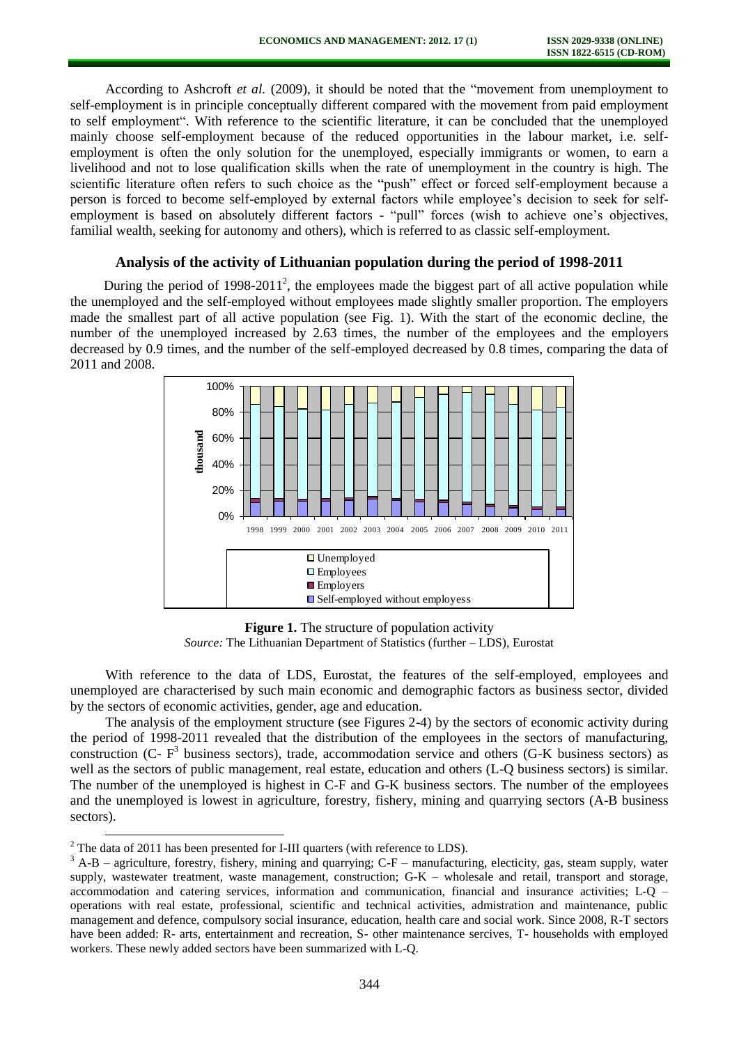According to Ashcroft *et al.* (2009), it should be noted that the "movement from unemployment to self-employment is in principle conceptually different compared with the movement from paid employment to self employment". With reference to the scientific literature, it can be concluded that the unemployed mainly choose self-employment because of the reduced opportunities in the labour market, i.e. self-employment is often the only solution for the unemployed, especially immigrants or women, to earn a livelihood and not to lose qualification skills when the rate of unemployment in the country is high. The scientific literature often refers to such choice as the "push" effect or forced self-employment because a person is forced to become self-employed by external factors while employee's decision to seek for self-employment is based on absolutely different factors - "pull" forces (wish to achieve one's objectives, familial wealth, seeking for autonomy and others), which is referred to as classic self-employment.

## Analysis of the activity of Lithuanian population during the period of 1998-2011

During the period of 1998-2011[2], the employees made the biggest part of all active population while the unemployed and the self-employed without employees made slightly smaller proportion. The employers made the smallest part of all active population (see Fig. 1). With the start of the economic decline, the number of the unemployed increased by 2.63 times, the number of the employees and the employers decreased by 0.9 times, and the number of the self-employed decreased by 0.8 times, comparing the data of 2011 and 2008.

**Figure 1.** The structure of population activity
*Source:* The Lithuanian Department of Statistics (further – LDS), Eurostat

With reference to the data of LDS, Eurostat, the features of the self-employed, employees and unemployed are characterised by such main economic and demographic factors as business sector, divided by the sectors of economic activities, gender, age and education.

The analysis of the employment structure (see Figures 2-4) by the sectors of economic activity during the period of 1998-2011 revealed that the distribution of the employees in the sectors of manufacturing, construction (C- F[3] business sectors), trade, accommodation service and others (G-K business sectors) as well as the sectors of public management, real estate, education and others (L-Q business sectors) is similar. The number of the unemployed is highest in C-F and G-K business sectors. The number of the employees and the unemployed is lowest in agriculture, forestry, fishery, mining and quarrying sectors (A-B business sectors).

---

[2] The data of 2011 has been presented for I-III quarters (with reference to LDS).

[3] A-B – agriculture, forestry, fishery, mining and quarrying; C-F – manufacturing, electicity, gas, steam supply, water supply, wastewater treatment, waste management, construction; G-K – wholesale and retail, transport and storage, accommodation and catering services, information and communication, financial and insurance activities; L-Q – operations with real estate, professional, scientific and technical activities, admistration and maintenance, public management and defence, compulsory social insurance, education, health care and social work. Since 2008, R-T sectors have been added: R- arts, entertainment and recreation, S- other maintenance sercives, T- households with employed workers. These newly added sectors have been summarized with L-Q.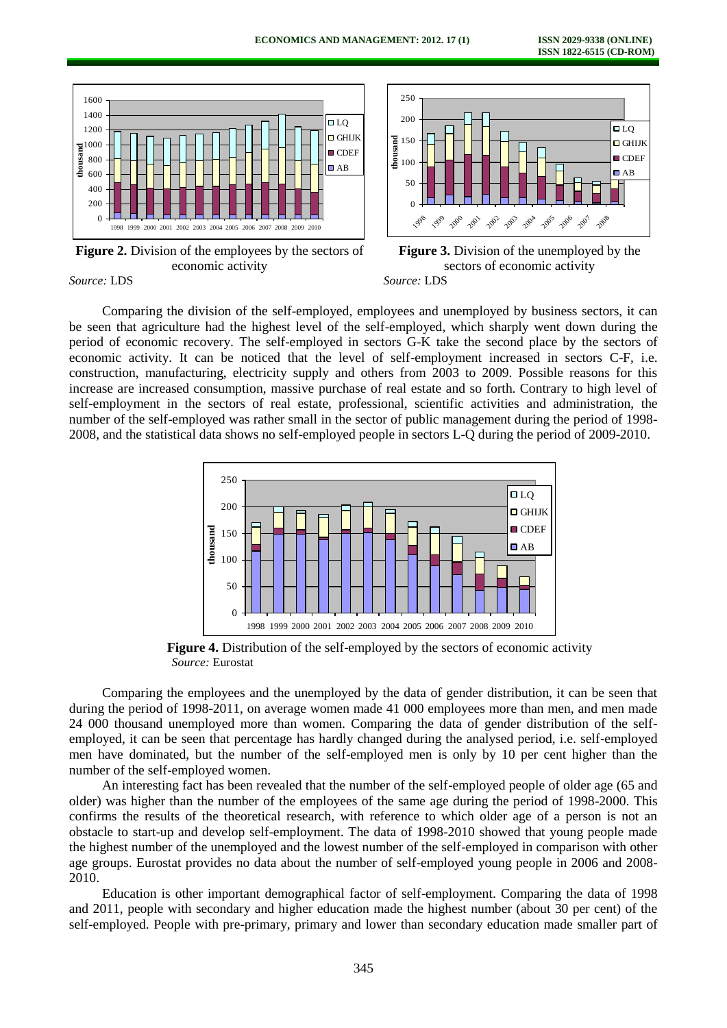**Figure 2.** Division of the employees by the sectors of economic activity

*Source:* LDS

**Figure 3.** Division of the unemployed by the sectors of economic activity

*Source:* LDS

Comparing the division of the self-employed, employees and unemployed by business sectors, it can be seen that agriculture had the highest level of the self-employed, which sharply went down during the period of economic recovery. The self-employed in sectors G-K take the second place by the sectors of economic activity. It can be noticed that the level of self-employment increased in sectors C-F, i.e. construction, manufacturing, electricity supply and others from 2003 to 2009. Possible reasons for this increase are increased consumption, massive purchase of real estate and so forth. Contrary to high level of self-employment in the sectors of real estate, professional, scientific activities and administration, the number of the self-employed was rather small in the sector of public management during the period of 1998-2008, and the statistical data shows no self-employed people in sectors L-Q during the period of 2009-2010.

**Figure 4.** Distribution of the self-employed by the sectors of economic activity

*Source:* Eurostat

Comparing the employees and the unemployed by the data of gender distribution, it can be seen that during the period of 1998-2011, on average women made 41 000 employees more than men, and men made 24 000 thousand unemployed more than women. Comparing the data of gender distribution of the self-employed, it can be seen that percentage has hardly changed during the analysed period, i.e. self-employed men have dominated, but the number of the self-employed men is only by 10 per cent higher than the number of the self-employed women.

An interesting fact has been revealed that the number of the self-employed people of older age (65 and older) was higher than the number of the employees of the same age during the period of 1998-2000. This confirms the results of the theoretical research, with reference to which older age of a person is not an obstacle to start-up and develop self-employment. The data of 1998-2010 showed that young people made the highest number of the unemployed and the lowest number of the self-employed in comparison with other age groups. Eurostat provides no data about the number of self-employed young people in 2006 and 2008-2010.

Education is other important demographical factor of self-employment. Comparing the data of 1998 and 2011, people with secondary and higher education made the highest number (about 30 per cent) of the self-employed. People with pre-primary, primary and lower than secondary education made smaller part of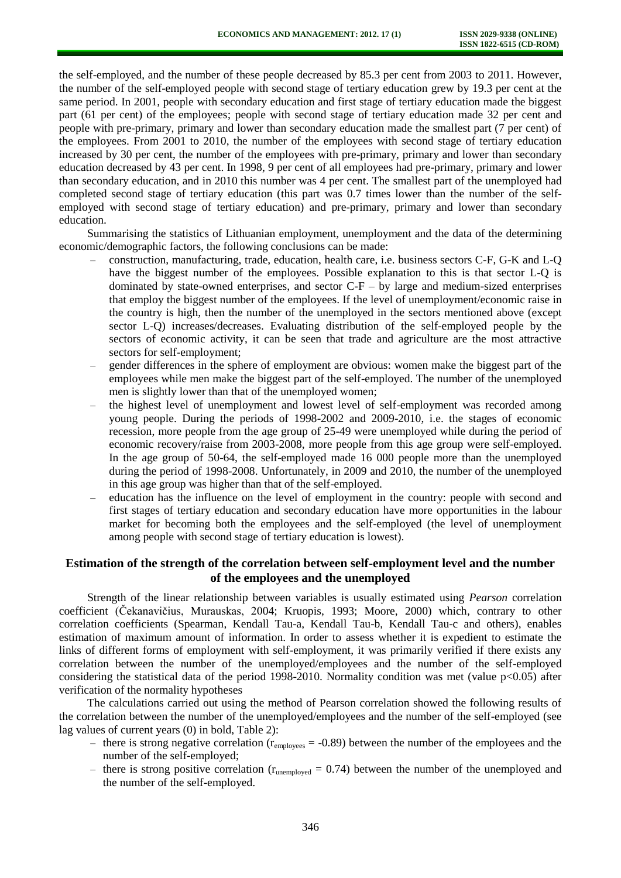the self-employed, and the number of these people decreased by 85.3 per cent from 2003 to 2011. However, the number of the self-employed people with second stage of tertiary education grew by 19.3 per cent at the same period. In 2001, people with secondary education and first stage of tertiary education made the biggest part (61 per cent) of the employees; people with second stage of tertiary education made 32 per cent and people with pre-primary, primary and lower than secondary education made the smallest part (7 per cent) of the employees. From 2001 to 2010, the number of the employees with second stage of tertiary education increased by 30 per cent, the number of the employees with pre-primary, primary and lower than secondary education decreased by 43 per cent. In 1998, 9 per cent of all employees had pre-primary, primary and lower than secondary education, and in 2010 this number was 4 per cent. The smallest part of the unemployed had completed second stage of tertiary education (this part was 0.7 times lower than the number of the self-employed with second stage of tertiary education) and pre-primary, primary and lower than secondary education.

Summarising the statistics of Lithuanian employment, unemployment and the data of the determining economic/demographic factors, the following conclusions can be made:

- construction, manufacturing, trade, education, health care, i.e. business sectors C-F, G-K and L-Q have the biggest number of the employees. Possible explanation to this is that sector L-Q is dominated by state-owned enterprises, and sector C-F – by large and medium-sized enterprises that employ the biggest number of the employees. If the level of unemployment/economic raise in the country is high, then the number of the unemployed in the sectors mentioned above (except sector L-Q) increases/decreases. Evaluating distribution of the self-employed people by the sectors of economic activity, it can be seen that trade and agriculture are the most attractive sectors for self-employment;
- gender differences in the sphere of employment are obvious: women make the biggest part of the employees while men make the biggest part of the self-employed. The number of the unemployed men is slightly lower than that of the unemployed women;
- the highest level of unemployment and lowest level of self-employment was recorded among young people. During the periods of 1998-2002 and 2009-2010, i.e. the stages of economic recession, more people from the age group of 25-49 were unemployed while during the period of economic recovery/raise from 2003-2008, more people from this age group were self-employed. In the age group of 50-64, the self-employed made 16 000 people more than the unemployed during the period of 1998-2008. Unfortunately, in 2009 and 2010, the number of the unemployed in this age group was higher than that of the self-employed.
- education has the influence on the level of employment in the country: people with second and first stages of tertiary education and secondary education have more opportunities in the labour market for becoming both the employees and the self-employed (the level of unemployment among people with second stage of tertiary education is lowest).

## Estimation of the strength of the correlation between self-employment level and the number of the employees and the unemployed

Strength of the linear relationship between variables is usually estimated using *Pearson* correlation coefficient (Čekanavičius, Murauskas, 2004; Kruopis, 1993; Moore, 2000) which, contrary to other correlation coefficients (Spearman, Kendall Tau-a, Kendall Tau-b, Kendall Tau-c and others), enables estimation of maximum amount of information. In order to assess whether it is expedient to estimate the links of different forms of employment with self-employment, it was primarily verified if there exists any correlation between the number of the unemployed/employees and the number of the self-employed considering the statistical data of the period 1998-2010. Normality condition was met (value $p<0.05$) after verification of the normality hypotheses

The calculations carried out using the method of Pearson correlation showed the following results of the correlation between the number of the unemployed/employees and the number of the self-employed (see lag values of current years (0) in bold, Table 2):

- there is strong negative correlation ($r_{employees} = -0.89$) between the number of the employees and the number of the self-employed;
- there is strong positive correlation ($r_{unemployed} = 0.74$) between the number of the unemployed and the number of the self-employed.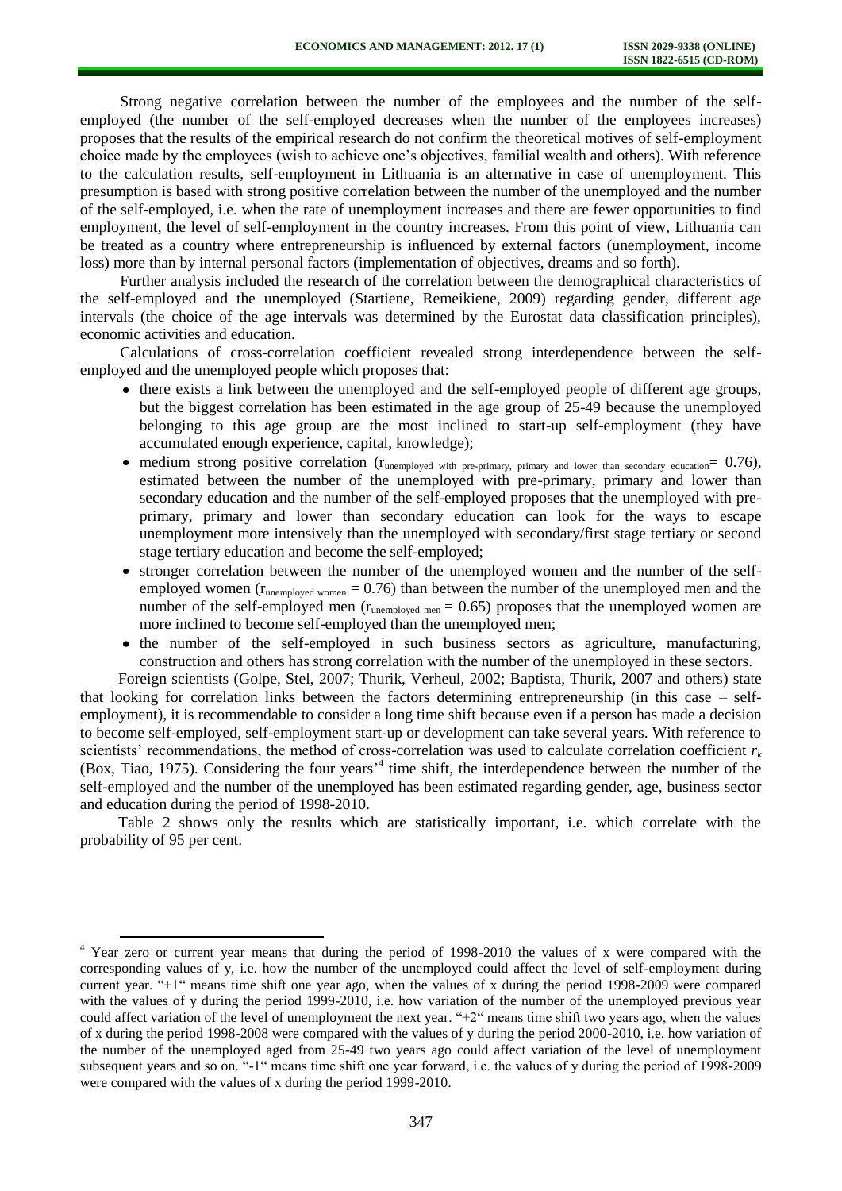Strong negative correlation between the number of the employees and the number of the self-employed (the number of the self-employed decreases when the number of the employees increases) proposes that the results of the empirical research do not confirm the theoretical motives of self-employment choice made by the employees (wish to achieve one's objectives, familial wealth and others). With reference to the calculation results, self-employment in Lithuania is an alternative in case of unemployment. This presumption is based with strong positive correlation between the number of the unemployed and the number of the self-employed, i.e. when the rate of unemployment increases and there are fewer opportunities to find employment, the level of self-employment in the country increases. From this point of view, Lithuania can be treated as a country where entrepreneurship is influenced by external factors (unemployment, income loss) more than by internal personal factors (implementation of objectives, dreams and so forth).

Further analysis included the research of the correlation between the demographical characteristics of the self-employed and the unemployed (Startiene, Remeikiene, 2009) regarding gender, different age intervals (the choice of the age intervals was determined by the Eurostat data classification principles), economic activities and education.

Calculations of cross-correlation coefficient revealed strong interdependence between the self-employed and the unemployed people which proposes that:

- there exists a link between the unemployed and the self-employed people of different age groups, but the biggest correlation has been estimated in the age group of 25-49 because the unemployed belonging to this age group are the most inclined to start-up self-employment (they have accumulated enough experience, capital, knowledge);
- medium strong positive correlation ($r_{\text{unemployed with pre-primary, primary and lower than secondary education}} = 0.76$), estimated between the number of the unemployed with pre-primary, primary and lower than secondary education and the number of the self-employed proposes that the unemployed with pre-primary, primary and lower than secondary education can look for the ways to escape unemployment more intensively than the unemployed with secondary/first stage tertiary or second stage tertiary education and become the self-employed;
- stronger correlation between the number of the unemployed women and the number of the self-employed women ($r_{\text{unemployed women}} = 0.76$) than between the number of the unemployed men and the number of the self-employed men ($r_{\text{unemployed men}} = 0.65$) proposes that the unemployed women are more inclined to become self-employed than the unemployed men;
- the number of the self-employed in such business sectors as agriculture, manufacturing, construction and others has strong correlation with the number of the unemployed in these sectors.

Foreign scientists (Golpe, Stel, 2007; Thurik, Verheul, 2002; Baptista, Thurik, 2007 and others) state that looking for correlation links between the factors determining entrepreneurship (in this case – self-employment), it is recommendable to consider a long time shift because even if a person has made a decision to become self-employed, self-employment start-up or development can take several years. With reference to scientists' recommendations, the method of cross-correlation was used to calculate correlation coefficient $r_k$ (Box, Tiao, 1975). Considering the four years'[4] time shift, the interdependence between the number of the self-employed and the number of the unemployed has been estimated regarding gender, age, business sector and education during the period of 1998-2010.

Table 2 shows only the results which are statistically important, i.e. which correlate with the probability of 95 per cent.

---

[4] Year zero or current year means that during the period of 1998-2010 the values of x were compared with the corresponding values of y, i.e. how the number of the unemployed could affect the level of self-employment during current year. "+1" means time shift one year ago, when the values of x during the period 1998-2009 were compared with the values of y during the period 1999-2010, i.e. how variation of the number of the unemployed previous year could affect variation of the level of unemployment the next year. "+2" means time shift two years ago, when the values of x during the period 1998-2008 were compared with the values of y during the period 2000-2010, i.e. how variation of the number of the unemployed aged from 25-49 two years ago could affect variation of the level of unemployment subsequent years and so on. "-1" means time shift one year forward, i.e. the values of y during the period of 1998-2009 were compared with the values of x during the period 1999-2010.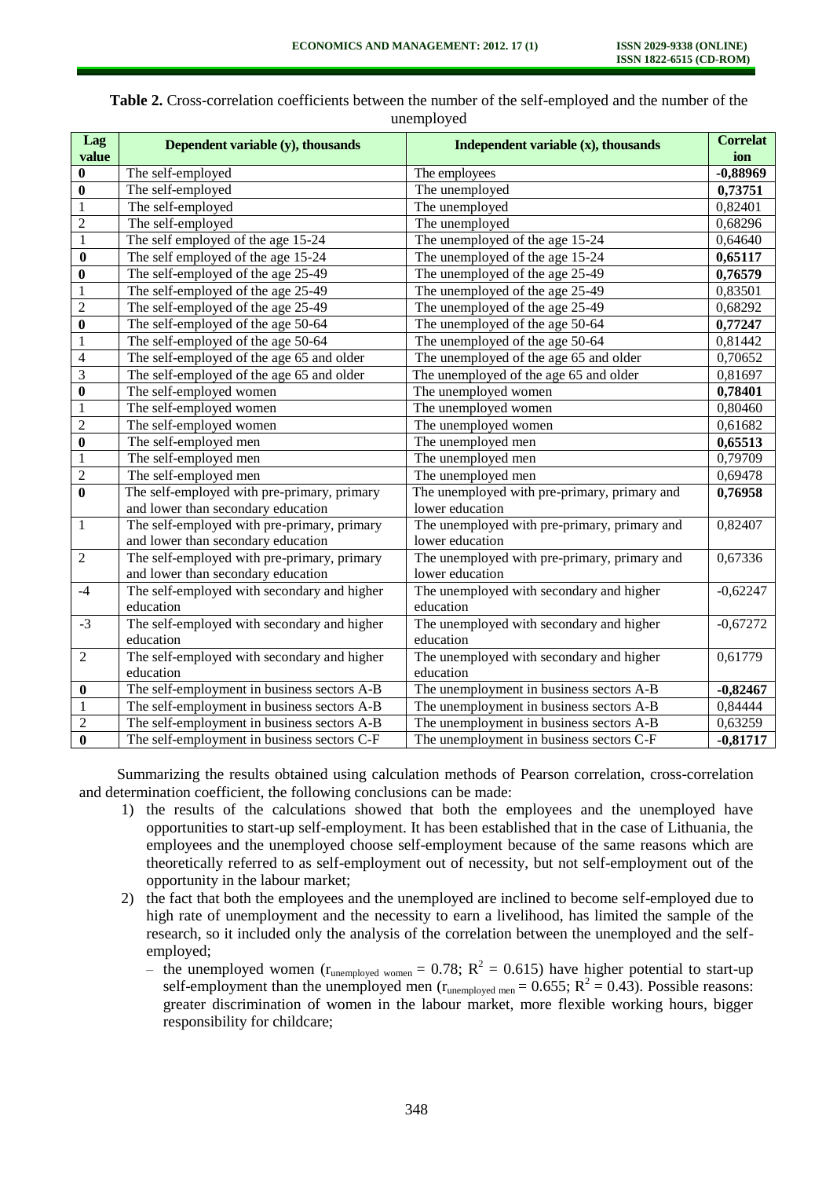**Table 2.** Cross-correlation coefficients between the number of the self-employed and the number of the unemployed

| Lag value | Dependent variable (y), thousands | Independent variable (x), thousands | Correlation |
|---|---|---|---|
| **0** | The self-employed | The employees | **-0,88969** |
| **0** | The self-employed | The unemployed | **0,73751** |
| 1 | The self-employed | The unemployed | 0,82401 |
| 2 | The self-employed | The unemployed | 0,68296 |
| 1 | The self employed of the age 15-24 | The unemployed of the age 15-24 | 0,64640 |
| **0** | The self employed of the age 15-24 | The unemployed of the age 15-24 | **0,65117** |
| **0** | The self-employed of the age 25-49 | The unemployed of the age 25-49 | **0,76579** |
| 1 | The self-employed of the age 25-49 | The unemployed of the age 25-49 | 0,83501 |
| 2 | The self-employed of the age 25-49 | The unemployed of the age 25-49 | 0,68292 |
| **0** | The self-employed of the age 50-64 | The unemployed of the age 50-64 | **0,77247** |
| 1 | The self-employed of the age 50-64 | The unemployed of the age 50-64 | 0,81442 |
| 4 | The self-employed of the age 65 and older | The unemployed of the age 65 and older | 0,70652 |
| 3 | The self-employed of the age 65 and older | The unemployed of the age 65 and older | 0,81697 |
| **0** | The self-employed women | The unemployed women | **0,78401** |
| 1 | The self-employed women | The unemployed women | 0,80460 |
| 2 | The self-employed women | The unemployed women | 0,61682 |
| **0** | The self-employed men | The unemployed men | **0,65513** |
| 1 | The self-employed men | The unemployed men | 0,79709 |
| 2 | The self-employed men | The unemployed men | 0,69478 |
| **0** | The self-employed with pre-primary, primary and lower than secondary education | The unemployed with pre-primary, primary and lower education | **0,76958** |
| 1 | The self-employed with pre-primary, primary and lower than secondary education | The unemployed with pre-primary, primary and lower education | 0,82407 |
| 2 | The self-employed with pre-primary, primary and lower than secondary education | The unemployed with pre-primary, primary and lower education | 0,67336 |
| -4 | The self-employed with secondary and higher education | The unemployed with secondary and higher education | -0,62247 |
| -3 | The self-employed with secondary and higher education | The unemployed with secondary and higher education | -0,67272 |
| 2 | The self-employed with secondary and higher education | The unemployed with secondary and higher education | 0,61779 |
| **0** | The self-employment in business sectors A-B | The unemployment in business sectors A-B | **-0,82467** |
| 1 | The self-employment in business sectors A-B | The unemployment in business sectors A-B | 0,84444 |
| 2 | The self-employment in business sectors A-B | The unemployment in business sectors A-B | 0,63259 |
| **0** | The self-employment in business sectors C-F | The unemployment in business sectors C-F | **-0,81717** |

Summarizing the results obtained using calculation methods of Pearson correlation, cross-correlation and determination coefficient, the following conclusions can be made:

1) the results of the calculations showed that both the employees and the unemployed have opportunities to start-up self-employment. It has been established that in the case of Lithuania, the employees and the unemployed choose self-employment because of the same reasons which are theoretically referred to as self-employment out of necessity, but not self-employment out of the opportunity in the labour market;
2) the fact that both the employees and the unemployed are inclined to become self-employed due to high rate of unemployment and the necessity to earn a livelihood, has limited the sample of the research, so it included only the analysis of the correlation between the unemployed and the self-employed;
   - the unemployed women ($r_{unemployed\ women} = 0.78$; $R^2 = 0.615$) have higher potential to start-up self-employment than the unemployed men ($r_{unemployed\ men} = 0.655$; $R^2 = 0.43$). Possible reasons: greater discrimination of women in the labour market, more flexible working hours, bigger responsibility for childcare;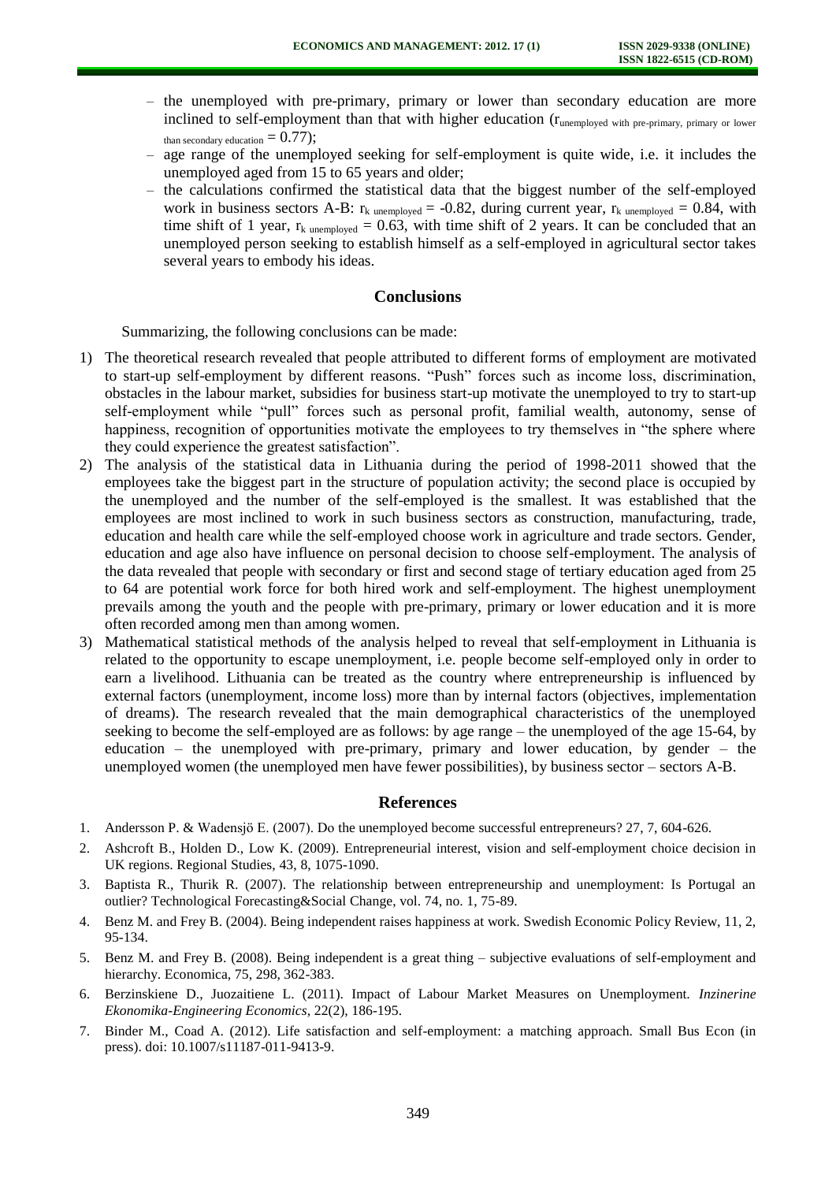- the unemployed with pre-primary, primary or lower than secondary education are more inclined to self-employment than that with higher education ($r_{\text{unemployed with pre-primary, primary or lower than secondary education}} = 0.77$);
- age range of the unemployed seeking for self-employment is quite wide, i.e. it includes the unemployed aged from 15 to 65 years and older;
- the calculations confirmed the statistical data that the biggest number of the self-employed work in business sectors A-B: $r_{k\ \text{unemployed}} = -0.82$, during current year, $r_{k\ \text{unemployed}} = 0.84$, with time shift of 1 year, $r_{k\ \text{unemployed}} = 0.63$, with time shift of 2 years. It can be concluded that an unemployed person seeking to establish himself as a self-employed in agricultural sector takes several years to embody his ideas.

## Conclusions

Summarizing, the following conclusions can be made:

1) The theoretical research revealed that people attributed to different forms of employment are motivated to start-up self-employment by different reasons. "Push" forces such as income loss, discrimination, obstacles in the labour market, subsidies for business start-up motivate the unemployed to try to start-up self-employment while "pull" forces such as personal profit, familial wealth, autonomy, sense of happiness, recognition of opportunities motivate the employees to try themselves in "the sphere where they could experience the greatest satisfaction".
2) The analysis of the statistical data in Lithuania during the period of 1998-2011 showed that the employees take the biggest part in the structure of population activity; the second place is occupied by the unemployed and the number of the self-employed is the smallest. It was established that the employees are most inclined to work in such business sectors as construction, manufacturing, trade, education and health care while the self-employed choose work in agriculture and trade sectors. Gender, education and age also have influence on personal decision to choose self-employment. The analysis of the data revealed that people with secondary or first and second stage of tertiary education aged from 25 to 64 are potential work force for both hired work and self-employment. The highest unemployment prevails among the youth and the people with pre-primary, primary or lower education and it is more often recorded among men than among women.
3) Mathematical statistical methods of the analysis helped to reveal that self-employment in Lithuania is related to the opportunity to escape unemployment, i.e. people become self-employed only in order to earn a livelihood. Lithuania can be treated as the country where entrepreneurship is influenced by external factors (unemployment, income loss) more than by internal factors (objectives, implementation of dreams). The research revealed that the main demographical characteristics of the unemployed seeking to become the self-employed are as follows: by age range – the unemployed of the age 15-64, by education – the unemployed with pre-primary, primary and lower education, by gender – the unemployed women (the unemployed men have fewer possibilities), by business sector – sectors A-B.

## References

1. Andersson P. & Wadensjö E. (2007). Do the unemployed become successful entrepreneurs? 27, 7, 604-626.
2. Ashcroft B., Holden D., Low K. (2009). Entrepreneurial interest, vision and self-employment choice decision in UK regions. Regional Studies, 43, 8, 1075-1090.
3. Baptista R., Thurik R. (2007). The relationship between entrepreneurship and unemployment: Is Portugal an outlier? Technological Forecasting&Social Change, vol. 74, no. 1, 75-89.
4. Benz M. and Frey B. (2004). Being independent raises happiness at work. Swedish Economic Policy Review, 11, 2, 95-134.
5. Benz M. and Frey B. (2008). Being independent is a great thing – subjective evaluations of self-employment and hierarchy. Economica, 75, 298, 362-383.
6. Berzinskiene D., Juozaitiene L. (2011). Impact of Labour Market Measures on Unemployment. *Inzinerine Ekonomika-Engineering Economics*, 22(2), 186-195.
7. Binder M., Coad A. (2012). Life satisfaction and self-employment: a matching approach. Small Bus Econ (in press). doi: 10.1007/s11187-011-9413-9.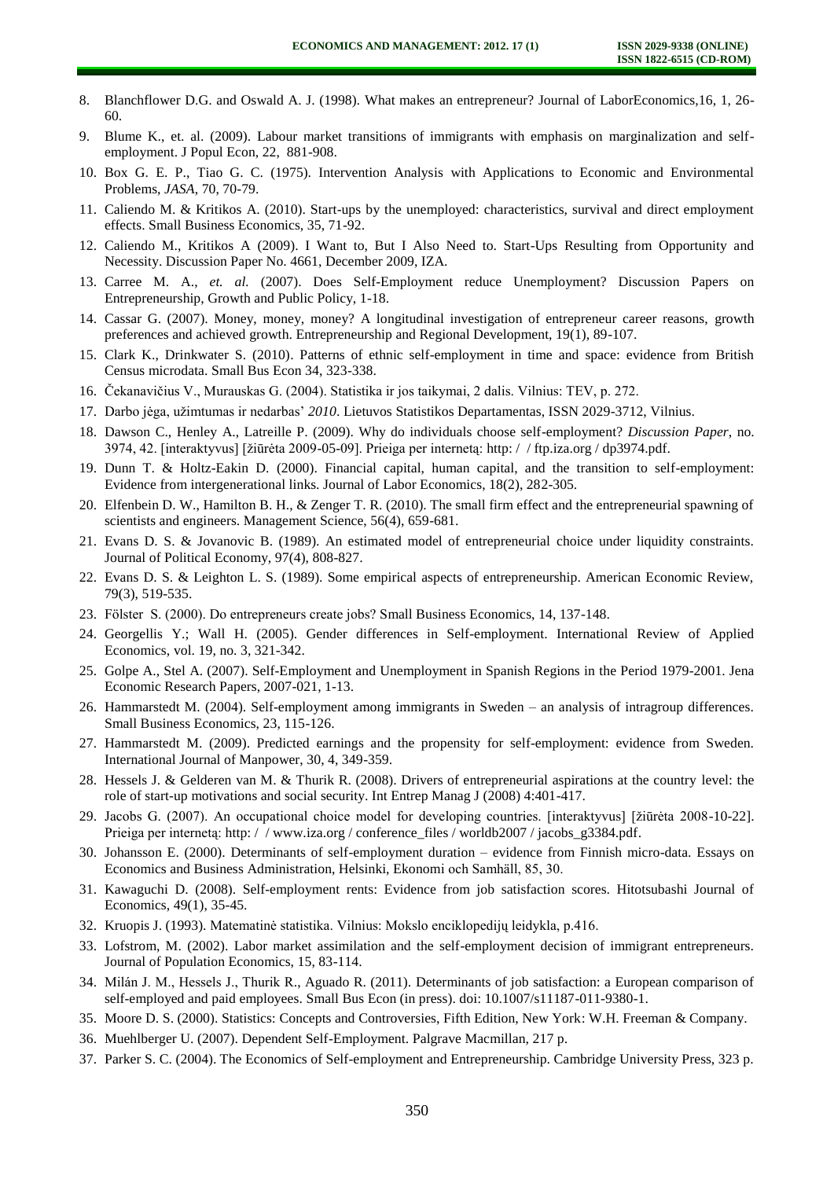8. Blanchflower D.G. and Oswald A. J. (1998). What makes an entrepreneur? Journal of LaborEconomics,16, 1, 26-60.
9. Blume K., et. al. (2009). Labour market transitions of immigrants with emphasis on marginalization and self-employment. J Popul Econ, 22, 881-908.
10. Box G. E. P., Tiao G. C. (1975). Intervention Analysis with Applications to Economic and Environmental Problems, *JASA*, 70, 70-79.
11. Caliendo M. & Kritikos A. (2010). Start-ups by the unemployed: characteristics, survival and direct employment effects. Small Business Economics, 35, 71-92.
12. Caliendo M., Kritikos A (2009). I Want to, But I Also Need to. Start-Ups Resulting from Opportunity and Necessity. Discussion Paper No. 4661, December 2009, IZA.
13. Carree M. A., *et. al.* (2007). Does Self-Employment reduce Unemployment? Discussion Papers on Entrepreneurship, Growth and Public Policy, 1-18.
14. Cassar G. (2007). Money, money, money? A longitudinal investigation of entrepreneur career reasons, growth preferences and achieved growth. Entrepreneurship and Regional Development, 19(1), 89-107.
15. Clark K., Drinkwater S. (2010). Patterns of ethnic self-employment in time and space: evidence from British Census microdata. Small Bus Econ 34, 323-338.
16. Čekanavičius V., Murauskas G. (2004). Statistika ir jos taikymai, 2 dalis. Vilnius: TEV, p. 272.
17. Darbo jėga, užimtumas ir nedarbas' *2010*. Lietuvos Statistikos Departamentas, ISSN 2029-3712, Vilnius.
18. Dawson C., Henley A., Latreille P. (2009). Why do individuals choose self-employment? *Discussion Paper*, no. 3974, 42. [interaktyvus] [žiūrėta 2009-05-09]. Prieiga per internetą: http: / / ftp.iza.org / dp3974.pdf.
19. Dunn T. & Holtz-Eakin D. (2000). Financial capital, human capital, and the transition to self-employment: Evidence from intergenerational links. Journal of Labor Economics, 18(2), 282-305.
20. Elfenbein D. W., Hamilton B. H., & Zenger T. R. (2010). The small firm effect and the entrepreneurial spawning of scientists and engineers. Management Science, 56(4), 659-681.
21. Evans D. S. & Jovanovic B. (1989). An estimated model of entrepreneurial choice under liquidity constraints. Journal of Political Economy, 97(4), 808-827.
22. Evans D. S. & Leighton L. S. (1989). Some empirical aspects of entrepreneurship. American Economic Review, 79(3), 519-535.
23. Fölster S. (2000). Do entrepreneurs create jobs? Small Business Economics, 14, 137-148.
24. Georgellis Y.; Wall H. (2005). Gender differences in Self-employment. International Review of Applied Economics, vol. 19, no. 3, 321-342.
25. Golpe A., Stel A. (2007). Self-Employment and Unemployment in Spanish Regions in the Period 1979-2001. Jena Economic Research Papers, 2007-021, 1-13.
26. Hammarstedt M. (2004). Self-employment among immigrants in Sweden – an analysis of intragroup differences. Small Business Economics, 23, 115-126.
27. Hammarstedt M. (2009). Predicted earnings and the propensity for self-employment: evidence from Sweden. International Journal of Manpower, 30, 4, 349-359.
28. Hessels J. & Gelderen van M. & Thurik R. (2008). Drivers of entrepreneurial aspirations at the country level: the role of start-up motivations and social security. Int Entrep Manag J (2008) 4:401-417.
29. Jacobs G. (2007). An occupational choice model for developing countries. [interaktyvus] [žiūrėta 2008-10-22]. Prieiga per internetą: http: / / www.iza.org / conference_files / worldb2007 / jacobs_g3384.pdf.
30. Johansson E. (2000). Determinants of self-employment duration – evidence from Finnish micro-data. Essays on Economics and Business Administration, Helsinki, Ekonomi och Samhäll, 85, 30.
31. Kawaguchi D. (2008). Self-employment rents: Evidence from job satisfaction scores. Hitotsubashi Journal of Economics, 49(1), 35-45.
32. Kruopis J. (1993). Matematinė statistika. Vilnius: Mokslo enciklopedijų leidykla, p.416.
33. Lofstrom, M. (2002). Labor market assimilation and the self-employment decision of immigrant entrepreneurs. Journal of Population Economics, 15, 83-114.
34. Milán J. M., Hessels J., Thurik R., Aguado R. (2011). Determinants of job satisfaction: a European comparison of self-employed and paid employees. Small Bus Econ (in press). doi: 10.1007/s11187-011-9380-1.
35. Moore D. S. (2000). Statistics: Concepts and Controversies, Fifth Edition, New York: W.H. Freeman & Company.
36. Muehlberger U. (2007). Dependent Self-Employment. Palgrave Macmillan, 217 p.
37. Parker S. C. (2004). The Economics of Self-employment and Entrepreneurship. Cambridge University Press, 323 p.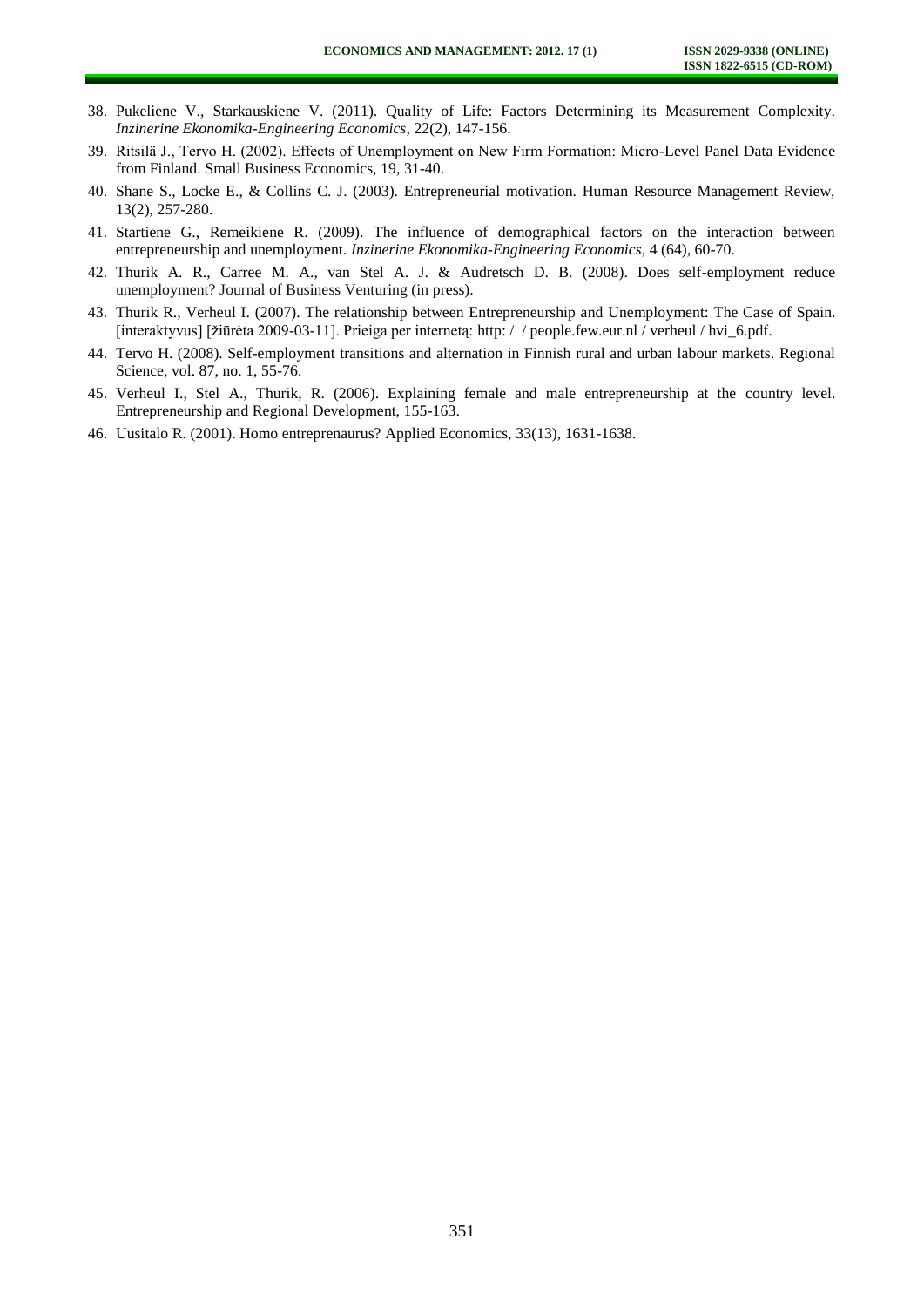38. Pukeliene V., Starkauskiene V. (2011). Quality of Life: Factors Determining its Measurement Complexity. *Inzinerine Ekonomika-Engineering Economics*, 22(2), 147-156.
39. Ritsilä J., Tervo H. (2002). Effects of Unemployment on New Firm Formation: Micro-Level Panel Data Evidence from Finland. Small Business Economics, 19, 31-40.
40. Shane S., Locke E., & Collins C. J. (2003). Entrepreneurial motivation. Human Resource Management Review, 13(2), 257-280.
41. Startiene G., Remeikiene R. (2009). The influence of demographical factors on the interaction between entrepreneurship and unemployment. *Inzinerine Ekonomika-Engineering Economics*, 4 (64), 60-70.
42. Thurik A. R., Carree M. A., van Stel A. J. & Audretsch D. B. (2008). Does self-employment reduce unemployment? Journal of Business Venturing (in press).
43. Thurik R., Verheul I. (2007). The relationship between Entrepreneurship and Unemployment: The Case of Spain. [interaktyvus] [žiūrėta 2009-03-11]. Prieiga per internetą: http: / / people.few.eur.nl / verheul / hvi_6.pdf.
44. Tervo H. (2008). Self-employment transitions and alternation in Finnish rural and urban labour markets. Regional Science, vol. 87, no. 1, 55-76.
45. Verheul I., Stel A., Thurik, R. (2006). Explaining female and male entrepreneurship at the country level. Entrepreneurship and Regional Development, 155-163.
46. Uusitalo R. (2001). Homo entreprenaurus? Applied Economics, 33(13), 1631-1638.